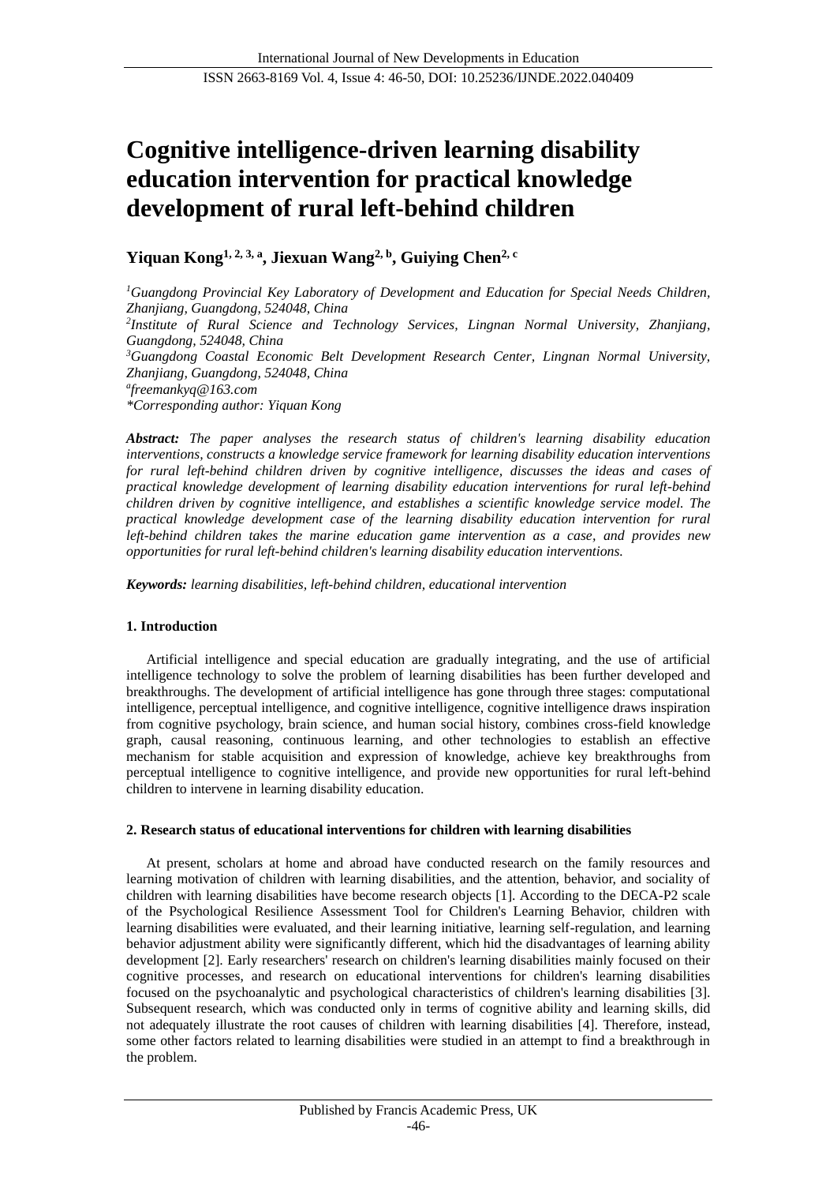# Cognitive intelligence-driven learning disability education intervention for practical knowledge development of rural left-behind children

**Yiquan Kong[1, 2, 3, a], Jiexuan Wang[2, b], Guiying Chen[2, c]**

[1]*Guangdong Provincial Key Laboratory of Development and Education for Special Needs Children, Zhanjiang, Guangdong, 524048, China*
[2]*Institute of Rural Science and Technology Services, Lingnan Normal University, Zhanjiang, Guangdong, 524048, China*
[3]*Guangdong Coastal Economic Belt Development Research Center, Lingnan Normal University, Zhanjiang, Guangdong, 524048, China*
[a]*freemankyq@163.com*
**Corresponding author: Yiquan Kong*

***Abstract:*** *The paper analyses the research status of children's learning disability education interventions, constructs a knowledge service framework for learning disability education interventions for rural left-behind children driven by cognitive intelligence, discusses the ideas and cases of practical knowledge development of learning disability education interventions for rural left-behind children driven by cognitive intelligence, and establishes a scientific knowledge service model. The practical knowledge development case of the learning disability education intervention for rural left-behind children takes the marine education game intervention as a case, and provides new opportunities for rural left-behind children's learning disability education interventions.*

***Keywords:*** *learning disabilities, left-behind children, educational intervention*

## 1. Introduction

Artificial intelligence and special education are gradually integrating, and the use of artificial intelligence technology to solve the problem of learning disabilities has been further developed and breakthroughs. The development of artificial intelligence has gone through three stages: computational intelligence, perceptual intelligence, and cognitive intelligence, cognitive intelligence draws inspiration from cognitive psychology, brain science, and human social history, combines cross-field knowledge graph, causal reasoning, continuous learning, and other technologies to establish an effective mechanism for stable acquisition and expression of knowledge, achieve key breakthroughs from perceptual intelligence to cognitive intelligence, and provide new opportunities for rural left-behind children to intervene in learning disability education.

## 2. Research status of educational interventions for children with learning disabilities

At present, scholars at home and abroad have conducted research on the family resources and learning motivation of children with learning disabilities, and the attention, behavior, and sociality of children with learning disabilities have become research objects [1]. According to the DECA-P2 scale of the Psychological Resilience Assessment Tool for Children's Learning Behavior, children with learning disabilities were evaluated, and their learning initiative, learning self-regulation, and learning behavior adjustment ability were significantly different, which hid the disadvantages of learning ability development [2]. Early researchers' research on children's learning disabilities mainly focused on their cognitive processes, and research on educational interventions for children's learning disabilities focused on the psychoanalytic and psychological characteristics of children's learning disabilities [3]. Subsequent research, which was conducted only in terms of cognitive ability and learning skills, did not adequately illustrate the root causes of children with learning disabilities [4]. Therefore, instead, some other factors related to learning disabilities were studied in an attempt to find a breakthrough in the problem.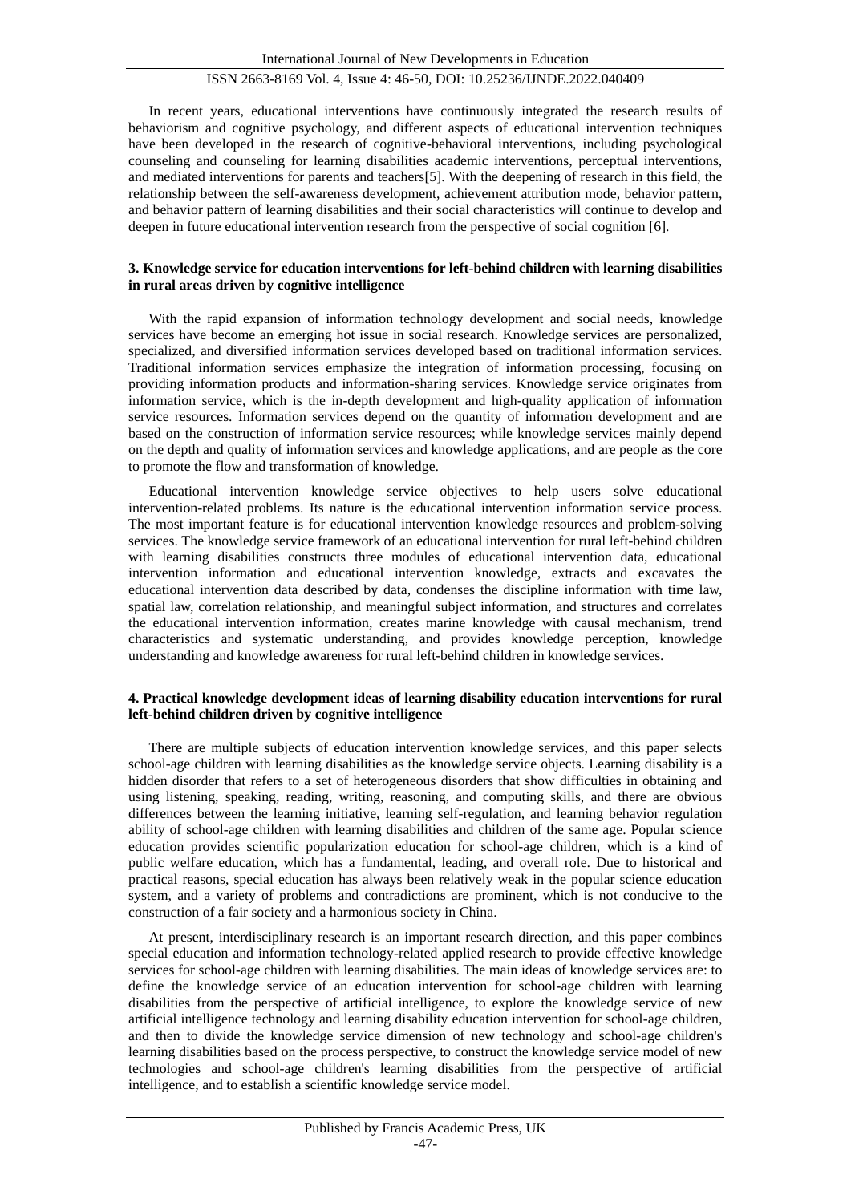In recent years, educational interventions have continuously integrated the research results of behaviorism and cognitive psychology, and different aspects of educational intervention techniques have been developed in the research of cognitive-behavioral interventions, including psychological counseling and counseling for learning disabilities academic interventions, perceptual interventions, and mediated interventions for parents and teachers[5]. With the deepening of research in this field, the relationship between the self-awareness development, achievement attribution mode, behavior pattern, and behavior pattern of learning disabilities and their social characteristics will continue to develop and deepen in future educational intervention research from the perspective of social cognition [6].

## 3. Knowledge service for education interventions for left-behind children with learning disabilities in rural areas driven by cognitive intelligence

With the rapid expansion of information technology development and social needs, knowledge services have become an emerging hot issue in social research. Knowledge services are personalized, specialized, and diversified information services developed based on traditional information services. Traditional information services emphasize the integration of information processing, focusing on providing information products and information-sharing services. Knowledge service originates from information service, which is the in-depth development and high-quality application of information service resources. Information services depend on the quantity of information development and are based on the construction of information service resources; while knowledge services mainly depend on the depth and quality of information services and knowledge applications, and are people as the core to promote the flow and transformation of knowledge.

Educational intervention knowledge service objectives to help users solve educational intervention-related problems. Its nature is the educational intervention information service process. The most important feature is for educational intervention knowledge resources and problem-solving services. The knowledge service framework of an educational intervention for rural left-behind children with learning disabilities constructs three modules of educational intervention data, educational intervention information and educational intervention knowledge, extracts and excavates the educational intervention data described by data, condenses the discipline information with time law, spatial law, correlation relationship, and meaningful subject information, and structures and correlates the educational intervention information, creates marine knowledge with causal mechanism, trend characteristics and systematic understanding, and provides knowledge perception, knowledge understanding and knowledge awareness for rural left-behind children in knowledge services.

## 4. Practical knowledge development ideas of learning disability education interventions for rural left-behind children driven by cognitive intelligence

There are multiple subjects of education intervention knowledge services, and this paper selects school-age children with learning disabilities as the knowledge service objects. Learning disability is a hidden disorder that refers to a set of heterogeneous disorders that show difficulties in obtaining and using listening, speaking, reading, writing, reasoning, and computing skills, and there are obvious differences between the learning initiative, learning self-regulation, and learning behavior regulation ability of school-age children with learning disabilities and children of the same age. Popular science education provides scientific popularization education for school-age children, which is a kind of public welfare education, which has a fundamental, leading, and overall role. Due to historical and practical reasons, special education has always been relatively weak in the popular science education system, and a variety of problems and contradictions are prominent, which is not conducive to the construction of a fair society and a harmonious society in China.

At present, interdisciplinary research is an important research direction, and this paper combines special education and information technology-related applied research to provide effective knowledge services for school-age children with learning disabilities. The main ideas of knowledge services are: to define the knowledge service of an education intervention for school-age children with learning disabilities from the perspective of artificial intelligence, to explore the knowledge service of new artificial intelligence technology and learning disability education intervention for school-age children, and then to divide the knowledge service dimension of new technology and school-age children's learning disabilities based on the process perspective, to construct the knowledge service model of new technologies and school-age children's learning disabilities from the perspective of artificial intelligence, and to establish a scientific knowledge service model.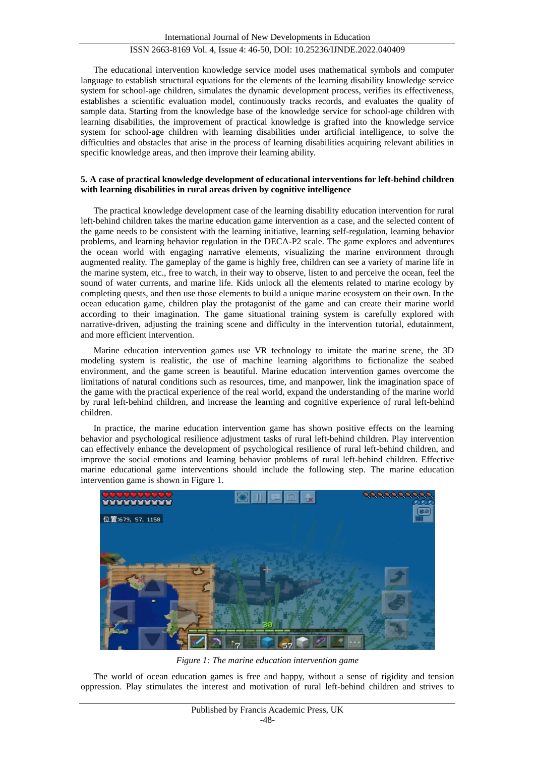The educational intervention knowledge service model uses mathematical symbols and computer language to establish structural equations for the elements of the learning disability knowledge service system for school-age children, simulates the dynamic development process, verifies its effectiveness, establishes a scientific evaluation model, continuously tracks records, and evaluates the quality of sample data. Starting from the knowledge base of the knowledge service for school-age children with learning disabilities, the improvement of practical knowledge is grafted into the knowledge service system for school-age children with learning disabilities under artificial intelligence, to solve the difficulties and obstacles that arise in the process of learning disabilities acquiring relevant abilities in specific knowledge areas, and then improve their learning ability.

## 5. A case of practical knowledge development of educational interventions for left-behind children with learning disabilities in rural areas driven by cognitive intelligence

The practical knowledge development case of the learning disability education intervention for rural left-behind children takes the marine education game intervention as a case, and the selected content of the game needs to be consistent with the learning initiative, learning self-regulation, learning behavior problems, and learning behavior regulation in the DECA-P2 scale. The game explores and adventures the ocean world with engaging narrative elements, visualizing the marine environment through augmented reality. The gameplay of the game is highly free, children can see a variety of marine life in the marine system, etc., free to watch, in their way to observe, listen to and perceive the ocean, feel the sound of water currents, and marine life. Kids unlock all the elements related to marine ecology by completing quests, and then use those elements to build a unique marine ecosystem on their own. In the ocean education game, children play the protagonist of the game and can create their marine world according to their imagination. The game situational training system is carefully explored with narrative-driven, adjusting the training scene and difficulty in the intervention tutorial, edutainment, and more efficient intervention.

Marine education intervention games use VR technology to imitate the marine scene, the 3D modeling system is realistic, the use of machine learning algorithms to fictionalize the seabed environment, and the game screen is beautiful. Marine education intervention games overcome the limitations of natural conditions such as resources, time, and manpower, link the imagination space of the game with the practical experience of the real world, expand the understanding of the marine world by rural left-behind children, and increase the learning and cognitive experience of rural left-behind children.

In practice, the marine education intervention game has shown positive effects on the learning behavior and psychological resilience adjustment tasks of rural left-behind children. Play intervention can effectively enhance the development of psychological resilience of rural left-behind children, and improve the social emotions and learning behavior problems of rural left-behind children. Effective marine educational game interventions should include the following step. The marine education intervention game is shown in Figure 1.

*Figure 1: The marine education intervention game*

The world of ocean education games is free and happy, without a sense of rigidity and tension oppression. Play stimulates the interest and motivation of rural left-behind children and strives to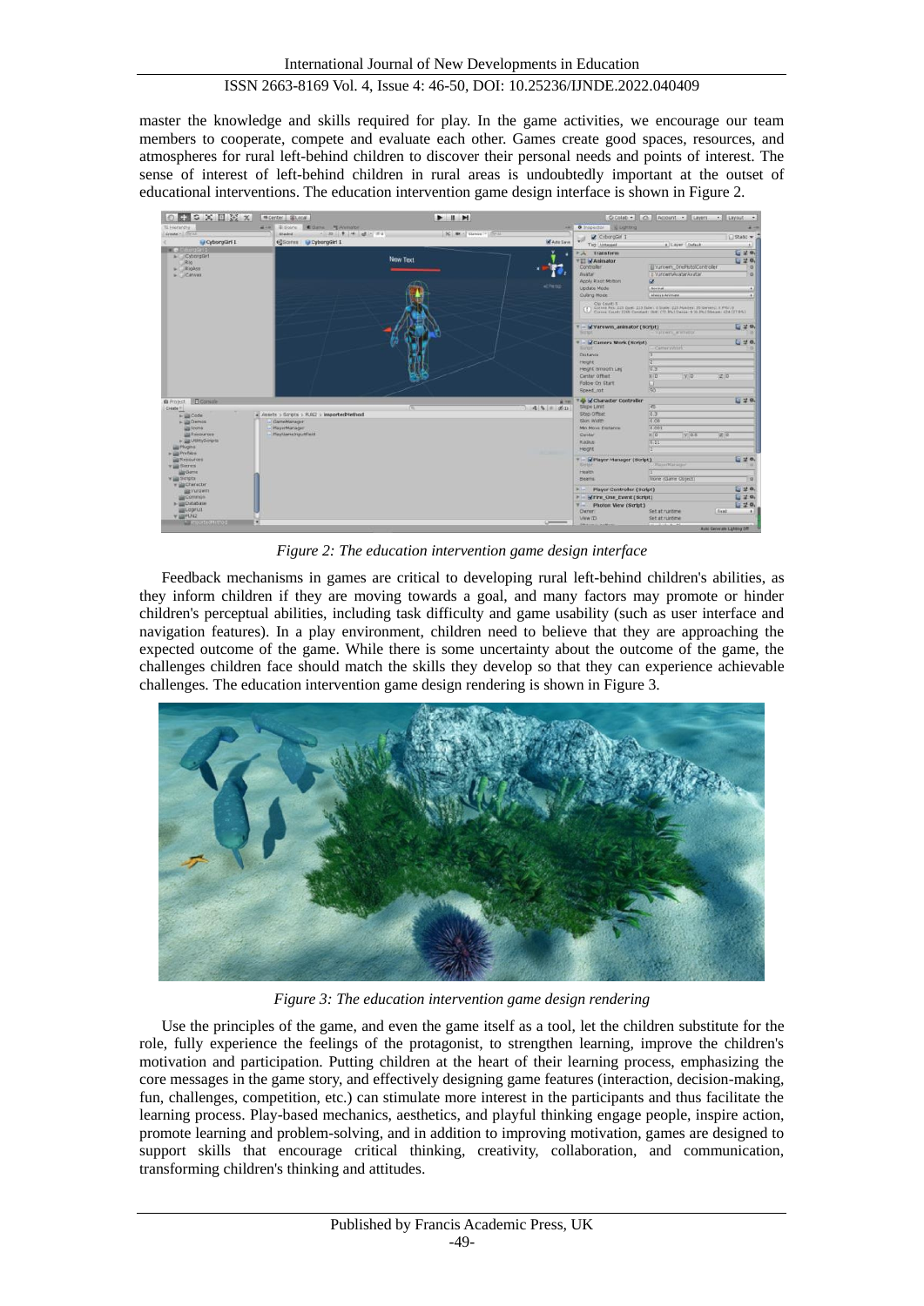master the knowledge and skills required for play. In the game activities, we encourage our team members to cooperate, compete and evaluate each other. Games create good spaces, resources, and atmospheres for rural left-behind children to discover their personal needs and points of interest. The sense of interest of left-behind children in rural areas is undoubtedly important at the outset of educational interventions. The education intervention game design interface is shown in Figure 2.

*Figure 2: The education intervention game design interface*

Feedback mechanisms in games are critical to developing rural left-behind children's abilities, as they inform children if they are moving towards a goal, and many factors may promote or hinder children's perceptual abilities, including task difficulty and game usability (such as user interface and navigation features). In a play environment, children need to believe that they are approaching the expected outcome of the game. While there is some uncertainty about the outcome of the game, the challenges children face should match the skills they develop so that they can experience achievable challenges. The education intervention game design rendering is shown in Figure 3.

*Figure 3: The education intervention game design rendering*

Use the principles of the game, and even the game itself as a tool, let the children substitute for the role, fully experience the feelings of the protagonist, to strengthen learning, improve the children's motivation and participation. Putting children at the heart of their learning process, emphasizing the core messages in the game story, and effectively designing game features (interaction, decision-making, fun, challenges, competition, etc.) can stimulate more interest in the participants and thus facilitate the learning process. Play-based mechanics, aesthetics, and playful thinking engage people, inspire action, promote learning and problem-solving, and in addition to improving motivation, games are designed to support skills that encourage critical thinking, creativity, collaboration, and communication, transforming children's thinking and attitudes.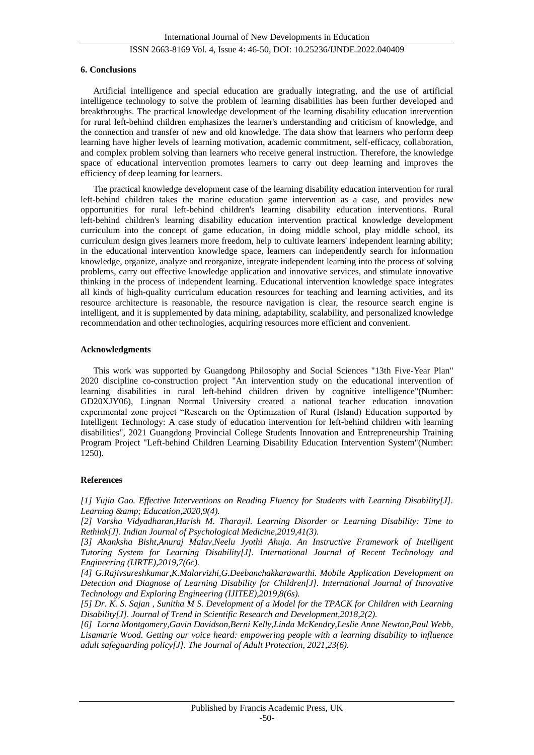## 6. Conclusions

Artificial intelligence and special education are gradually integrating, and the use of artificial intelligence technology to solve the problem of learning disabilities has been further developed and breakthroughs. The practical knowledge development of the learning disability education intervention for rural left-behind children emphasizes the learner's understanding and criticism of knowledge, and the connection and transfer of new and old knowledge. The data show that learners who perform deep learning have higher levels of learning motivation, academic commitment, self-efficacy, collaboration, and complex problem solving than learners who receive general instruction. Therefore, the knowledge space of educational intervention promotes learners to carry out deep learning and improves the efficiency of deep learning for learners.

The practical knowledge development case of the learning disability education intervention for rural left-behind children takes the marine education game intervention as a case, and provides new opportunities for rural left-behind children's learning disability education interventions. Rural left-behind children's learning disability education intervention practical knowledge development curriculum into the concept of game education, in doing middle school, play middle school, its curriculum design gives learners more freedom, help to cultivate learners' independent learning ability; in the educational intervention knowledge space, learners can independently search for information knowledge, organize, analyze and reorganize, integrate independent learning into the process of solving problems, carry out effective knowledge application and innovative services, and stimulate innovative thinking in the process of independent learning. Educational intervention knowledge space integrates all kinds of high-quality curriculum education resources for teaching and learning activities, and its resource architecture is reasonable, the resource navigation is clear, the resource search engine is intelligent, and it is supplemented by data mining, adaptability, scalability, and personalized knowledge recommendation and other technologies, acquiring resources more efficient and convenient.

## Acknowledgments

This work was supported by Guangdong Philosophy and Social Sciences "13th Five-Year Plan" 2020 discipline co-construction project "An intervention study on the educational intervention of learning disabilities in rural left-behind children driven by cognitive intelligence"(Number: GD20XJY06), Lingnan Normal University created a national teacher education innovation experimental zone project "Research on the Optimization of Rural (Island) Education supported by Intelligent Technology: A case study of education intervention for left-behind children with learning disabilities", 2021 Guangdong Provincial College Students Innovation and Entrepreneurship Training Program Project "Left-behind Children Learning Disability Education Intervention System"(Number: 1250).

## References

*[1] Yujia Gao. Effective Interventions on Reading Fluency for Students with Learning Disability[J]. Learning &amp; Education,2020,9(4).*

*[2] Varsha Vidyadharan,Harish M. Tharayil. Learning Disorder or Learning Disability: Time to Rethink[J]. Indian Journal of Psychological Medicine,2019,41(3).*

*[3] Akanksha Bisht,Anuraj Malav,Neelu Jyothi Ahuja. An Instructive Framework of Intelligent Tutoring System for Learning Disability[J]. International Journal of Recent Technology and Engineering (IJRTE),2019,7(6c).*

*[4] G.Rajivsureshkumar,K.Malarvizhi,G.Deebanchakkarawarthi. Mobile Application Development on Detection and Diagnose of Learning Disability for Children[J]. International Journal of Innovative Technology and Exploring Engineering (IJITEE),2019,8(6s).*

*[5] Dr. K. S. Sajan , Sunitha M S. Development of a Model for the TPACK for Children with Learning Disability[J]. Journal of Trend in Scientific Research and Development,2018,2(2).*

*[6] Lorna Montgomery,Gavin Davidson,Berni Kelly,Linda McKendry,Leslie Anne Newton,Paul Webb, Lisamarie Wood. Getting our voice heard: empowering people with a learning disability to influence adult safeguarding policy[J]. The Journal of Adult Protection, 2021,23(6).*